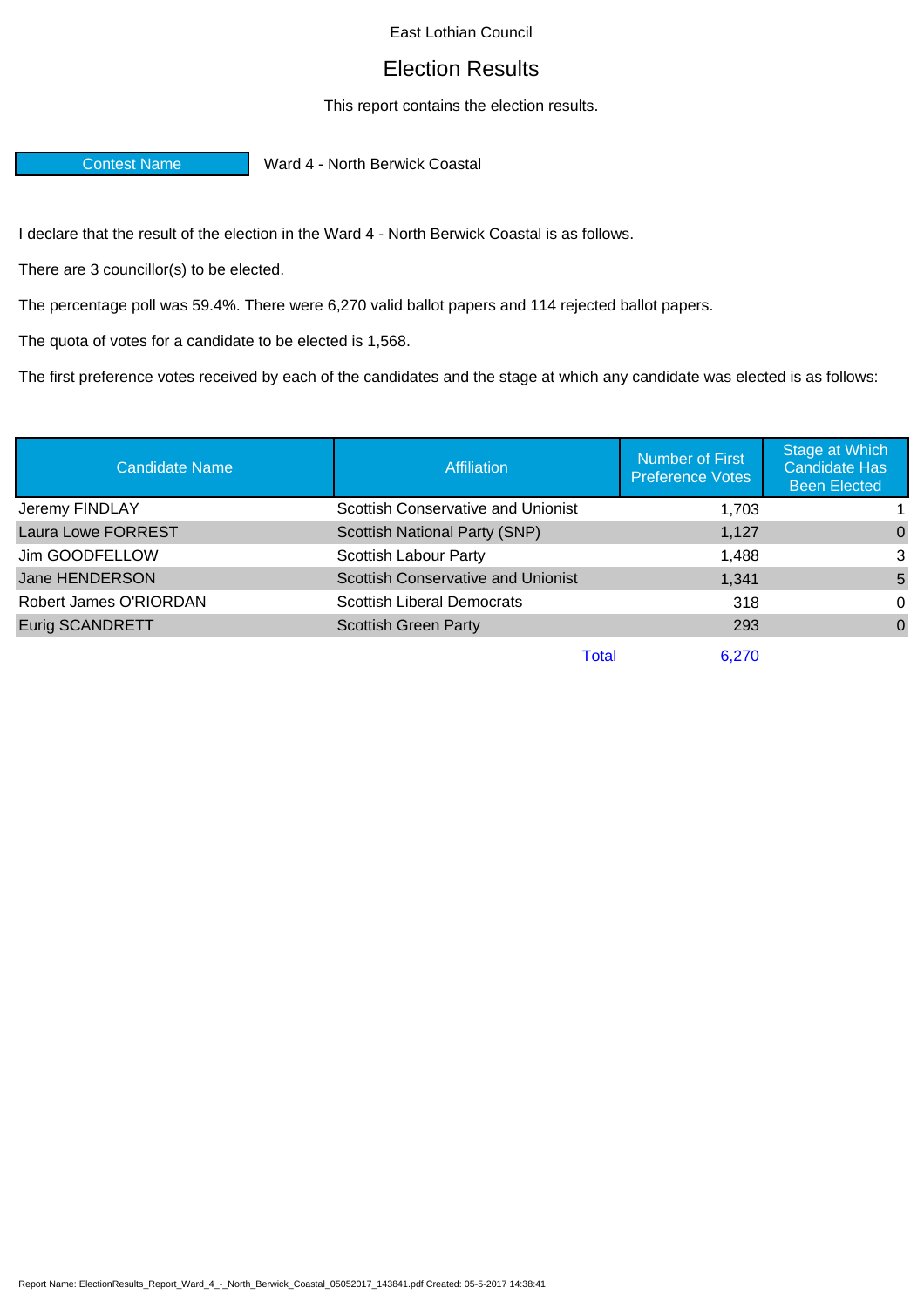East Lothian Council

# Election Results

This report contains the election results.

**Contest Name** Ward 4 - North Berwick Coastal

I declare that the result of the election in the Ward 4 - North Berwick Coastal is as follows.

There are 3 councillor(s) to be elected.

The percentage poll was 59.4%. There were 6,270 valid ballot papers and 114 rejected ballot papers.

The quota of votes for a candidate to be elected is 1,568.

The first preference votes received by each of the candidates and the stage at which any candidate was elected is as follows:

| Candidate Name | Affiliation | Number of First Preference Votes | Stage at Which Candidate Has Been Elected |
|---|---|---|---|
| Jeremy FINDLAY | Scottish Conservative and Unionist | 1,703 | 1 |
| Laura Lowe FORREST | Scottish National Party (SNP) | 1,127 | 0 |
| Jim GOODFELLOW | Scottish Labour Party | 1,488 | 3 |
| Jane HENDERSON | Scottish Conservative and Unionist | 1,341 | 5 |
| Robert James O'RIORDAN | Scottish Liberal Democrats | 318 | 0 |
| Eurig SCANDRETT | Scottish Green Party | 293 | 0 |
| | Total | 6,270 | |

Report Name: ElectionResults_Report_Ward_4_-_North_Berwick_Coastal_05052017_143841.pdf Created: 05-5-2017 14:38:41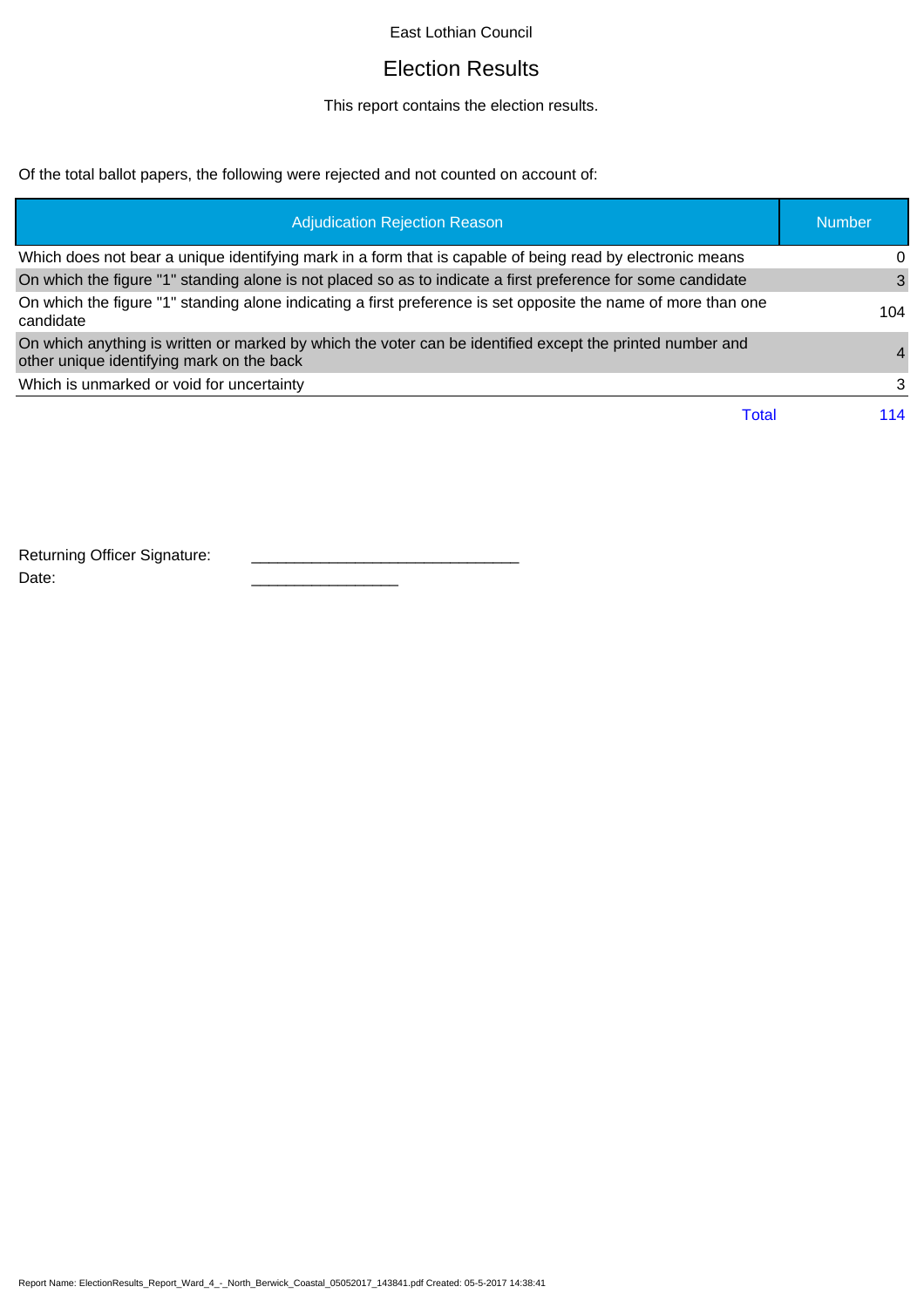East Lothian Council

# Election Results

This report contains the election results.

Of the total ballot papers, the following were rejected and not counted on account of:

| Adjudication Rejection Reason | Number |
|---|---|
| Which does not bear a unique identifying mark in a form that is capable of being read by electronic means | 0 |
| On which the figure "1" standing alone is not placed so as to indicate a first preference for some candidate | 3 |
| On which the figure "1" standing alone indicating a first preference is set opposite the name of more than one candidate | 104 |
| On which anything is written or marked by which the voter can be identified except the printed number and other unique identifying mark on the back | 4 |
| Which is unmarked or void for uncertainty | 3 |
| Total | 114 |

Returning Officer Signature: _______________________________

Date: _________________

Report Name: ElectionResults_Report_Ward_4_-_North_Berwick_Coastal_05052017_143841.pdf Created: 05-5-2017 14:38:41